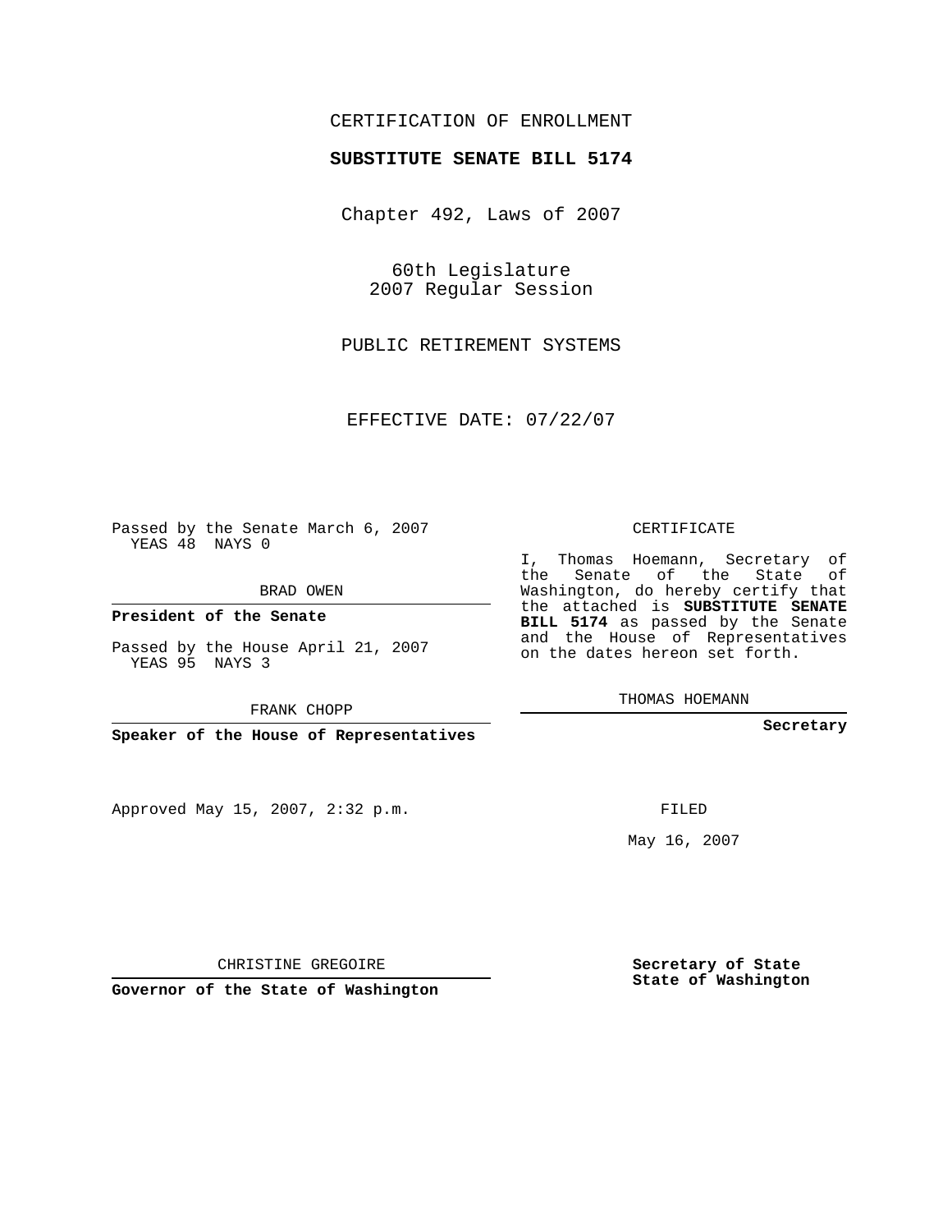CERTIFICATION OF ENROLLMENT

**SUBSTITUTE SENATE BILL 5174**

Chapter 492, Laws of 2007

60th Legislature
2007 Regular Session

PUBLIC RETIREMENT SYSTEMS

EFFECTIVE DATE: 07/22/07

Passed by the Senate March 6, 2007
YEAS 48 NAYS 0

BRAD OWEN

**President of the Senate**

Passed by the House April 21, 2007
YEAS 95 NAYS 3

FRANK CHOPP

**Speaker of the House of Representatives**

CERTIFICATE

I, Thomas Hoemann, Secretary of the Senate of the State of Washington, do hereby certify that the attached is **SUBSTITUTE SENATE BILL 5174** as passed by the Senate and the House of Representatives on the dates hereon set forth.

THOMAS HOEMANN

**Secretary**

Approved May 15, 2007, 2:32 p.m.

FILED

May 16, 2007

CHRISTINE GREGOIRE

**Governor of the State of Washington**

**Secretary of State**
**State of Washington**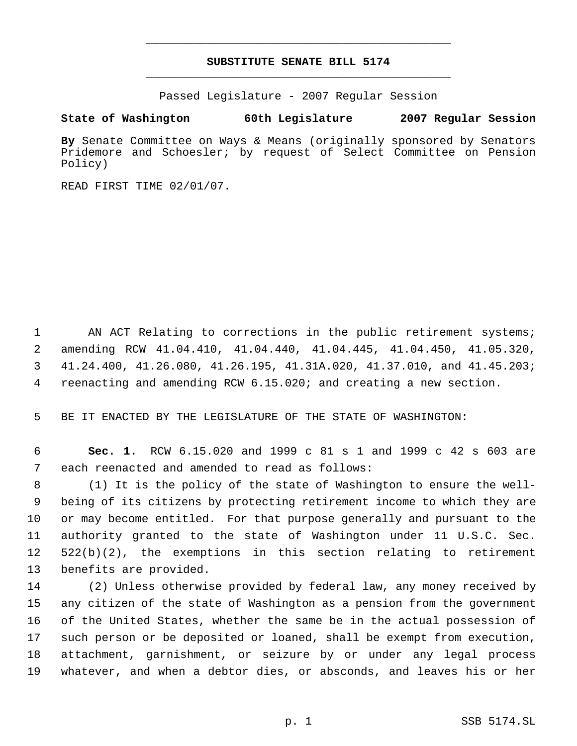# SUBSTITUTE SENATE BILL 5174

Passed Legislature - 2007 Regular Session

**State of Washington 60th Legislature 2007 Regular Session**

**By** Senate Committee on Ways & Means (originally sponsored by Senators Pridemore and Schoesler; by request of Select Committee on Pension Policy)

READ FIRST TIME 02/01/07.

AN ACT Relating to corrections in the public retirement systems; amending RCW 41.04.410, 41.04.440, 41.04.445, 41.04.450, 41.05.320, 41.24.400, 41.26.080, 41.26.195, 41.31A.020, 41.37.010, and 41.45.203; reenacting and amending RCW 6.15.020; and creating a new section.

BE IT ENACTED BY THE LEGISLATURE OF THE STATE OF WASHINGTON:

**Sec. 1.** RCW 6.15.020 and 1999 c 81 s 1 and 1999 c 42 s 603 are each reenacted and amended to read as follows:

(1) It is the policy of the state of Washington to ensure the well-being of its citizens by protecting retirement income to which they are or may become entitled. For that purpose generally and pursuant to the authority granted to the state of Washington under 11 U.S.C. Sec. 522(b)(2), the exemptions in this section relating to retirement benefits are provided.

(2) Unless otherwise provided by federal law, any money received by any citizen of the state of Washington as a pension from the government of the United States, whether the same be in the actual possession of such person or be deposited or loaned, shall be exempt from execution, attachment, garnishment, or seizure by or under any legal process whatever, and when a debtor dies, or absconds, and leaves his or her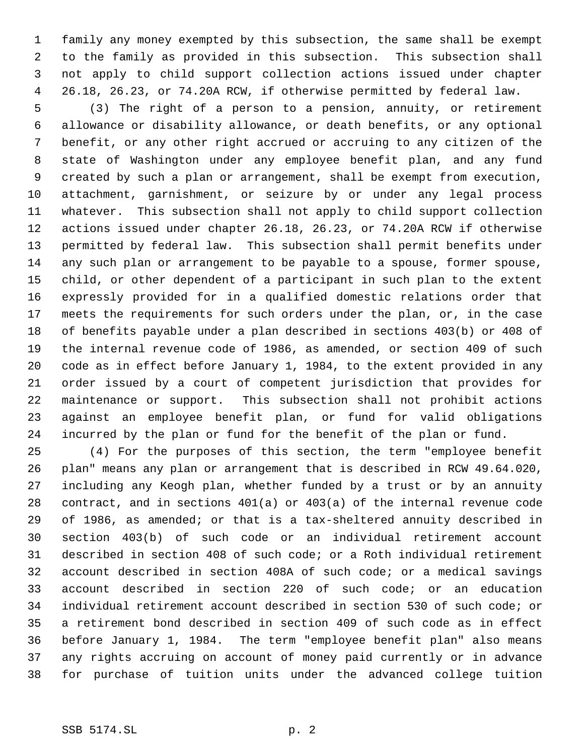family any money exempted by this subsection, the same shall be exempt to the family as provided in this subsection. This subsection shall not apply to child support collection actions issued under chapter 26.18, 26.23, or 74.20A RCW, if otherwise permitted by federal law.

(3) The right of a person to a pension, annuity, or retirement allowance or disability allowance, or death benefits, or any optional benefit, or any other right accrued or accruing to any citizen of the state of Washington under any employee benefit plan, and any fund created by such a plan or arrangement, shall be exempt from execution, attachment, garnishment, or seizure by or under any legal process whatever. This subsection shall not apply to child support collection actions issued under chapter 26.18, 26.23, or 74.20A RCW if otherwise permitted by federal law. This subsection shall permit benefits under any such plan or arrangement to be payable to a spouse, former spouse, child, or other dependent of a participant in such plan to the extent expressly provided for in a qualified domestic relations order that meets the requirements for such orders under the plan, or, in the case of benefits payable under a plan described in sections 403(b) or 408 of the internal revenue code of 1986, as amended, or section 409 of such code as in effect before January 1, 1984, to the extent provided in any order issued by a court of competent jurisdiction that provides for maintenance or support. This subsection shall not prohibit actions against an employee benefit plan, or fund for valid obligations incurred by the plan or fund for the benefit of the plan or fund.

(4) For the purposes of this section, the term "employee benefit plan" means any plan or arrangement that is described in RCW 49.64.020, including any Keogh plan, whether funded by a trust or by an annuity contract, and in sections 401(a) or 403(a) of the internal revenue code of 1986, as amended; or that is a tax-sheltered annuity described in section 403(b) of such code or an individual retirement account described in section 408 of such code; or a Roth individual retirement account described in section 408A of such code; or a medical savings account described in section 220 of such code; or an education individual retirement account described in section 530 of such code; or a retirement bond described in section 409 of such code as in effect before January 1, 1984. The term "employee benefit plan" also means any rights accruing on account of money paid currently or in advance for purchase of tuition units under the advanced college tuition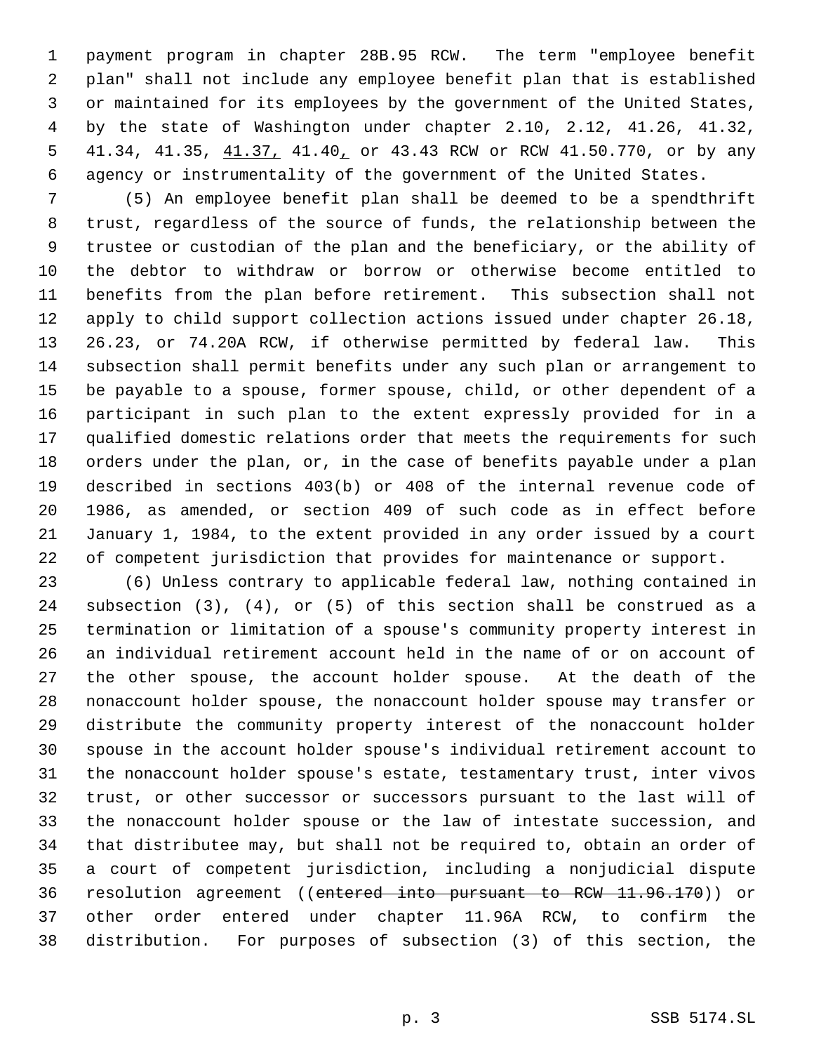payment program in chapter 28B.95 RCW. The term "employee benefit plan" shall not include any employee benefit plan that is established or maintained for its employees by the government of the United States, by the state of Washington under chapter 2.10, 2.12, 41.26, 41.32, 41.34, 41.35, 41.37, 41.40, or 43.43 RCW or RCW 41.50.770, or by any agency or instrumentality of the government of the United States.

(5) An employee benefit plan shall be deemed to be a spendthrift trust, regardless of the source of funds, the relationship between the trustee or custodian of the plan and the beneficiary, or the ability of the debtor to withdraw or borrow or otherwise become entitled to benefits from the plan before retirement. This subsection shall not apply to child support collection actions issued under chapter 26.18, 26.23, or 74.20A RCW, if otherwise permitted by federal law. This subsection shall permit benefits under any such plan or arrangement to be payable to a spouse, former spouse, child, or other dependent of a participant in such plan to the extent expressly provided for in a qualified domestic relations order that meets the requirements for such orders under the plan, or, in the case of benefits payable under a plan described in sections 403(b) or 408 of the internal revenue code of 1986, as amended, or section 409 of such code as in effect before January 1, 1984, to the extent provided in any order issued by a court of competent jurisdiction that provides for maintenance or support.

(6) Unless contrary to applicable federal law, nothing contained in subsection (3), (4), or (5) of this section shall be construed as a termination or limitation of a spouse's community property interest in an individual retirement account held in the name of or on account of the other spouse, the account holder spouse. At the death of the nonaccount holder spouse, the nonaccount holder spouse may transfer or distribute the community property interest of the nonaccount holder spouse in the account holder spouse's individual retirement account to the nonaccount holder spouse's estate, testamentary trust, inter vivos trust, or other successor or successors pursuant to the last will of the nonaccount holder spouse or the law of intestate succession, and that distributee may, but shall not be required to, obtain an order of a court of competent jurisdiction, including a nonjudicial dispute resolution agreement ((~~entered into pursuant to RCW 11.96.170~~)) or other order entered under chapter 11.96A RCW, to confirm the distribution. For purposes of subsection (3) of this section, the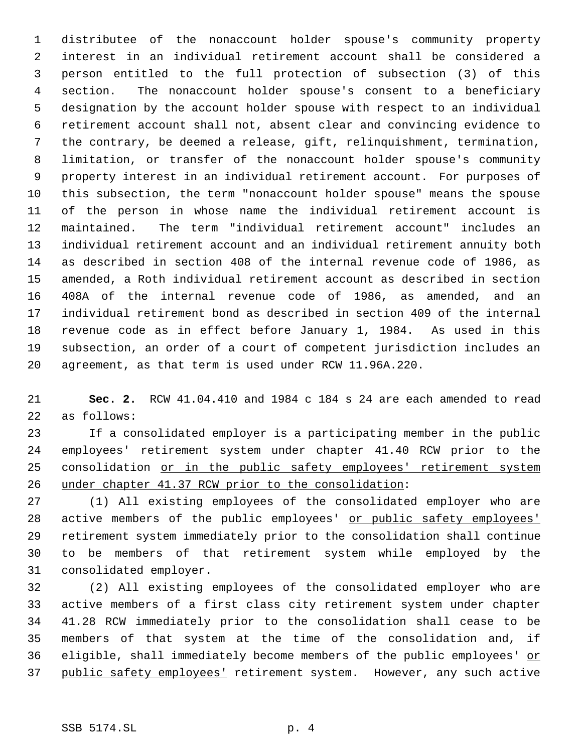distributee of the nonaccount holder spouse's community property interest in an individual retirement account shall be considered a person entitled to the full protection of subsection (3) of this section. The nonaccount holder spouse's consent to a beneficiary designation by the account holder spouse with respect to an individual retirement account shall not, absent clear and convincing evidence to the contrary, be deemed a release, gift, relinquishment, termination, limitation, or transfer of the nonaccount holder spouse's community property interest in an individual retirement account. For purposes of this subsection, the term "nonaccount holder spouse" means the spouse of the person in whose name the individual retirement account is maintained. The term "individual retirement account" includes an individual retirement account and an individual retirement annuity both as described in section 408 of the internal revenue code of 1986, as amended, a Roth individual retirement account as described in section 408A of the internal revenue code of 1986, as amended, and an individual retirement bond as described in section 409 of the internal revenue code as in effect before January 1, 1984. As used in this subsection, an order of a court of competent jurisdiction includes an agreement, as that term is used under RCW 11.96A.220.

**Sec. 2.** RCW 41.04.410 and 1984 c 184 s 24 are each amended to read as follows:

If a consolidated employer is a participating member in the public employees' retirement system under chapter 41.40 RCW prior to the consolidation <u>or in the public safety employees' retirement system under chapter 41.37 RCW prior to the consolidation</u>:

(1) All existing employees of the consolidated employer who are active members of the public employees' <u>or public safety employees'</u> retirement system immediately prior to the consolidation shall continue to be members of that retirement system while employed by the consolidated employer.

(2) All existing employees of the consolidated employer who are active members of a first class city retirement system under chapter 41.28 RCW immediately prior to the consolidation shall cease to be members of that system at the time of the consolidation and, if eligible, shall immediately become members of the public employees' <u>or public safety employees'</u> retirement system. However, any such active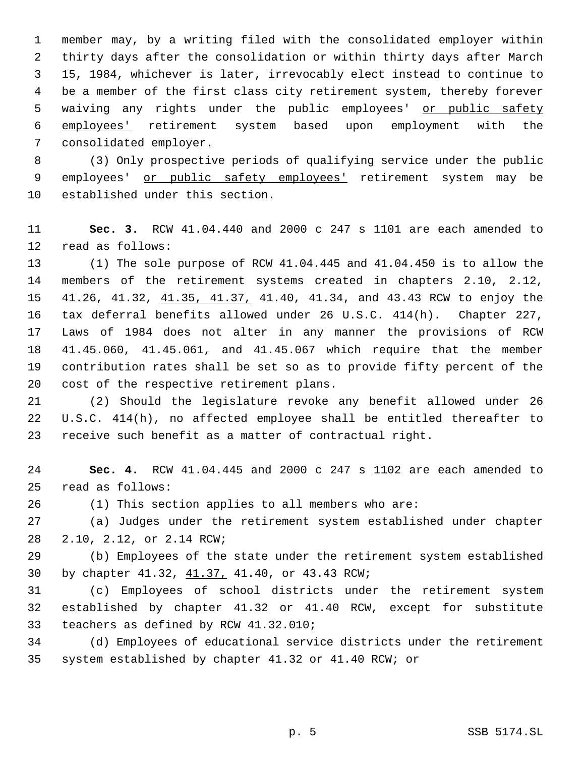member may, by a writing filed with the consolidated employer within thirty days after the consolidation or within thirty days after March 15, 1984, whichever is later, irrevocably elect instead to continue to be a member of the first class city retirement system, thereby forever waiving any rights under the public employees' <u>or public safety employees'</u> retirement system based upon employment with the consolidated employer.

(3) Only prospective periods of qualifying service under the public employees' <u>or public safety employees'</u> retirement system may be established under this section.

**Sec. 3.** RCW 41.04.440 and 2000 c 247 s 1101 are each amended to read as follows:

(1) The sole purpose of RCW 41.04.445 and 41.04.450 is to allow the members of the retirement systems created in chapters 2.10, 2.12, 41.26, 41.32, <u>41.35, 41.37,</u> 41.40, 41.34, and 43.43 RCW to enjoy the tax deferral benefits allowed under 26 U.S.C. 414(h). Chapter 227, Laws of 1984 does not alter in any manner the provisions of RCW 41.45.060, 41.45.061, and 41.45.067 which require that the member contribution rates shall be set so as to provide fifty percent of the cost of the respective retirement plans.

(2) Should the legislature revoke any benefit allowed under 26 U.S.C. 414(h), no affected employee shall be entitled thereafter to receive such benefit as a matter of contractual right.

**Sec. 4.** RCW 41.04.445 and 2000 c 247 s 1102 are each amended to read as follows:

(1) This section applies to all members who are:

(a) Judges under the retirement system established under chapter 2.10, 2.12, or 2.14 RCW;

(b) Employees of the state under the retirement system established by chapter 41.32, <u>41.37,</u> 41.40, or 43.43 RCW;

(c) Employees of school districts under the retirement system established by chapter 41.32 or 41.40 RCW, except for substitute teachers as defined by RCW 41.32.010;

(d) Employees of educational service districts under the retirement system established by chapter 41.32 or 41.40 RCW; or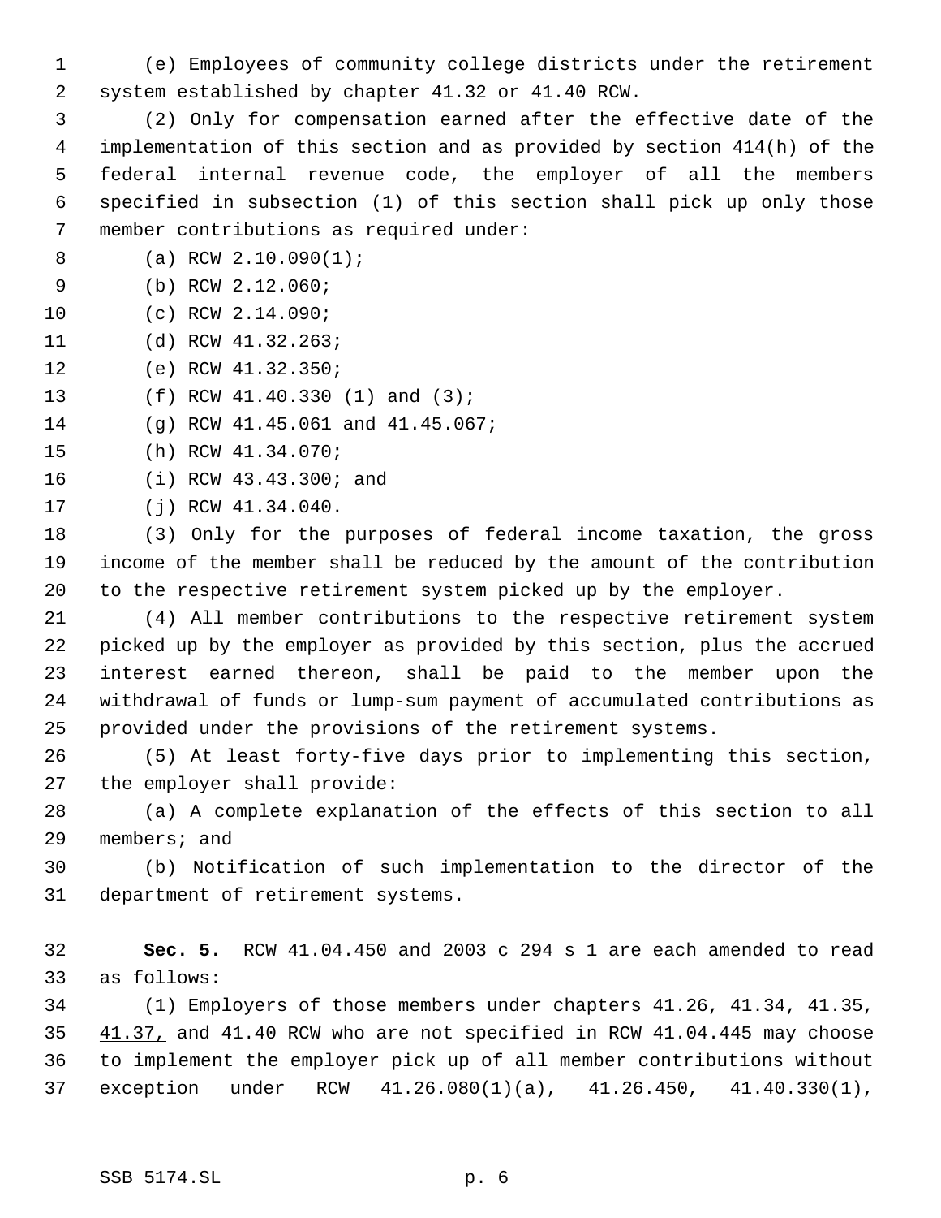(e) Employees of community college districts under the retirement system established by chapter 41.32 or 41.40 RCW.

(2) Only for compensation earned after the effective date of the implementation of this section and as provided by section 414(h) of the federal internal revenue code, the employer of all the members specified in subsection (1) of this section shall pick up only those member contributions as required under:

(a) RCW 2.10.090(1);

(b) RCW 2.12.060;

(c) RCW 2.14.090;

(d) RCW 41.32.263;

(e) RCW 41.32.350;

(f) RCW 41.40.330 (1) and (3);

(g) RCW 41.45.061 and 41.45.067;

(h) RCW 41.34.070;

(i) RCW 43.43.300; and

(j) RCW 41.34.040.

(3) Only for the purposes of federal income taxation, the gross income of the member shall be reduced by the amount of the contribution to the respective retirement system picked up by the employer.

(4) All member contributions to the respective retirement system picked up by the employer as provided by this section, plus the accrued interest earned thereon, shall be paid to the member upon the withdrawal of funds or lump-sum payment of accumulated contributions as provided under the provisions of the retirement systems.

(5) At least forty-five days prior to implementing this section, the employer shall provide:

(a) A complete explanation of the effects of this section to all members; and

(b) Notification of such implementation to the director of the department of retirement systems.

**Sec. 5.** RCW 41.04.450 and 2003 c 294 s 1 are each amended to read as follows:

(1) Employers of those members under chapters 41.26, 41.34, 41.35, 41.37, and 41.40 RCW who are not specified in RCW 41.04.445 may choose to implement the employer pick up of all member contributions without exception under RCW 41.26.080(1)(a), 41.26.450, 41.40.330(1),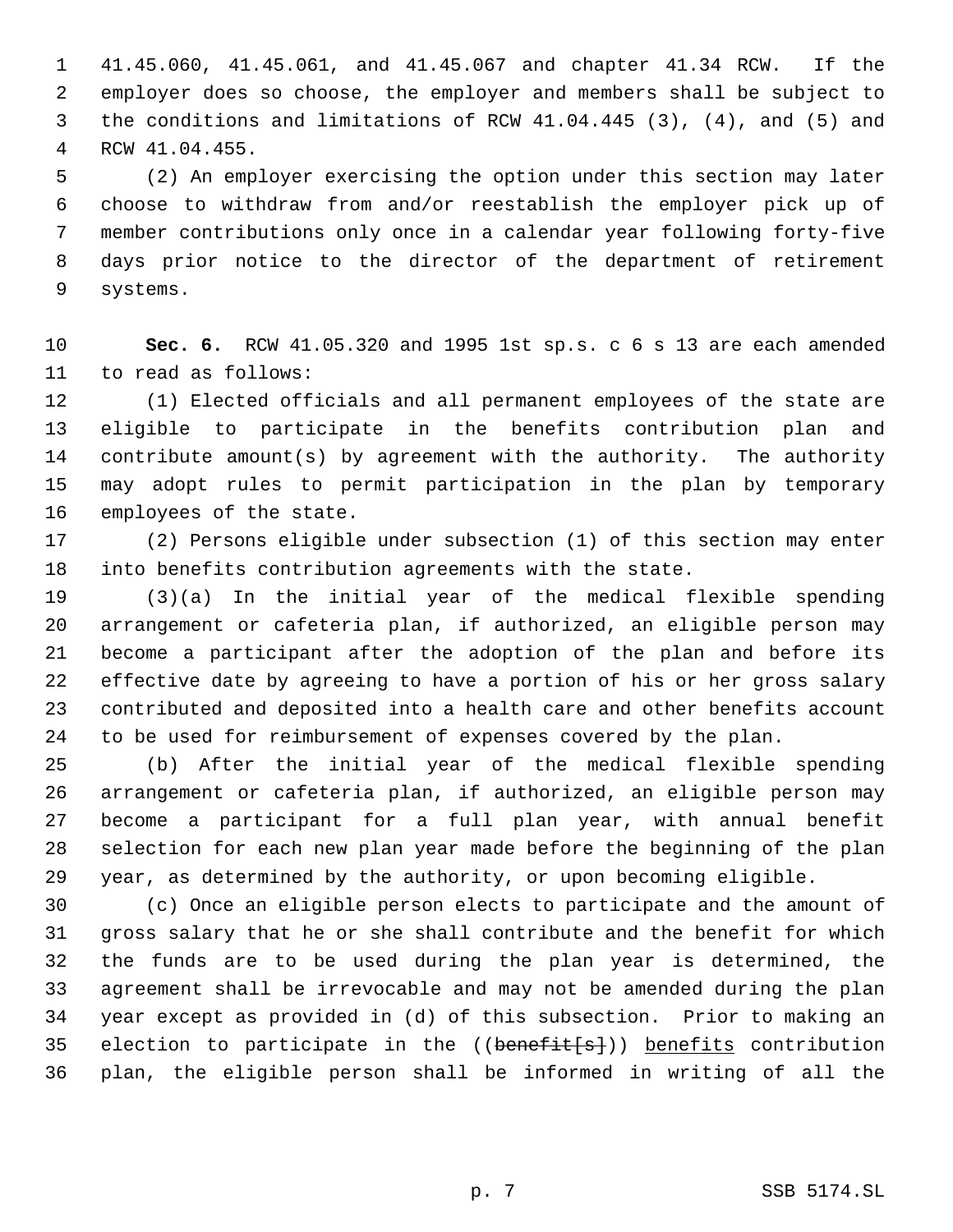41.45.060, 41.45.061, and 41.45.067 and chapter 41.34 RCW. If the employer does so choose, the employer and members shall be subject to the conditions and limitations of RCW 41.04.445 (3), (4), and (5) and RCW 41.04.455.

(2) An employer exercising the option under this section may later choose to withdraw from and/or reestablish the employer pick up of member contributions only once in a calendar year following forty-five days prior notice to the director of the department of retirement systems.

**Sec. 6.** RCW 41.05.320 and 1995 1st sp.s. c 6 s 13 are each amended to read as follows:

(1) Elected officials and all permanent employees of the state are eligible to participate in the benefits contribution plan and contribute amount(s) by agreement with the authority. The authority may adopt rules to permit participation in the plan by temporary employees of the state.

(2) Persons eligible under subsection (1) of this section may enter into benefits contribution agreements with the state.

(3)(a) In the initial year of the medical flexible spending arrangement or cafeteria plan, if authorized, an eligible person may become a participant after the adoption of the plan and before its effective date by agreeing to have a portion of his or her gross salary contributed and deposited into a health care and other benefits account to be used for reimbursement of expenses covered by the plan.

(b) After the initial year of the medical flexible spending arrangement or cafeteria plan, if authorized, an eligible person may become a participant for a full plan year, with annual benefit selection for each new plan year made before the beginning of the plan year, as determined by the authority, or upon becoming eligible.

(c) Once an eligible person elects to participate and the amount of gross salary that he or she shall contribute and the benefit for which the funds are to be used during the plan year is determined, the agreement shall be irrevocable and may not be amended during the plan year except as provided in (d) of this subsection. Prior to making an election to participate in the ((~~benefit[s]~~)) <u>benefits</u> contribution plan, the eligible person shall be informed in writing of all the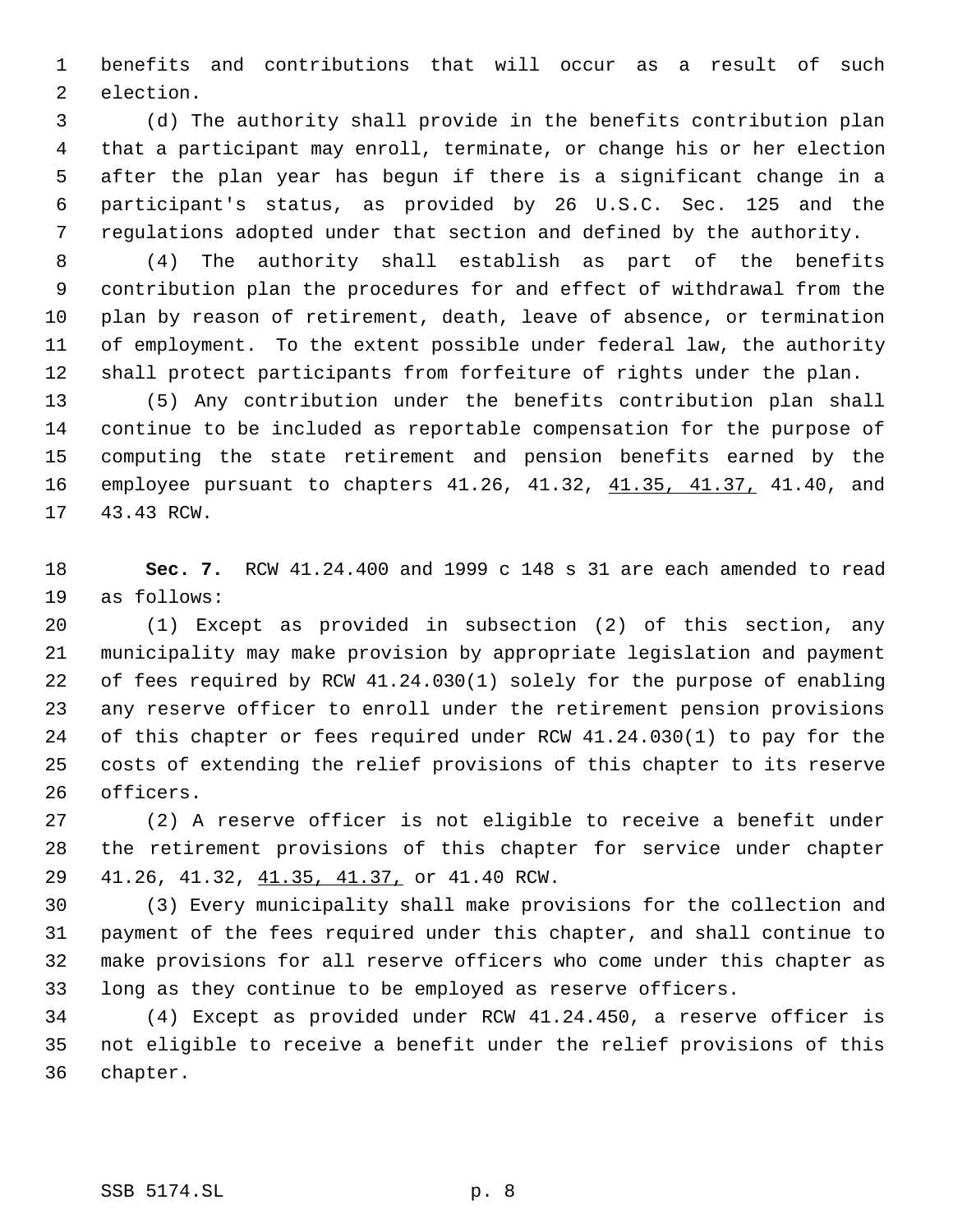benefits and contributions that will occur as a result of such election.

(d) The authority shall provide in the benefits contribution plan that a participant may enroll, terminate, or change his or her election after the plan year has begun if there is a significant change in a participant's status, as provided by 26 U.S.C. Sec. 125 and the regulations adopted under that section and defined by the authority.

(4) The authority shall establish as part of the benefits contribution plan the procedures for and effect of withdrawal from the plan by reason of retirement, death, leave of absence, or termination of employment. To the extent possible under federal law, the authority shall protect participants from forfeiture of rights under the plan.

(5) Any contribution under the benefits contribution plan shall continue to be included as reportable compensation for the purpose of computing the state retirement and pension benefits earned by the employee pursuant to chapters 41.26, 41.32, <u>41.35, 41.37,</u> 41.40, and 43.43 RCW.

**Sec. 7.** RCW 41.24.400 and 1999 c 148 s 31 are each amended to read as follows:

(1) Except as provided in subsection (2) of this section, any municipality may make provision by appropriate legislation and payment of fees required by RCW 41.24.030(1) solely for the purpose of enabling any reserve officer to enroll under the retirement pension provisions of this chapter or fees required under RCW 41.24.030(1) to pay for the costs of extending the relief provisions of this chapter to its reserve officers.

(2) A reserve officer is not eligible to receive a benefit under the retirement provisions of this chapter for service under chapter 41.26, 41.32, <u>41.35, 41.37,</u> or 41.40 RCW.

(3) Every municipality shall make provisions for the collection and payment of the fees required under this chapter, and shall continue to make provisions for all reserve officers who come under this chapter as long as they continue to be employed as reserve officers.

(4) Except as provided under RCW 41.24.450, a reserve officer is not eligible to receive a benefit under the relief provisions of this chapter.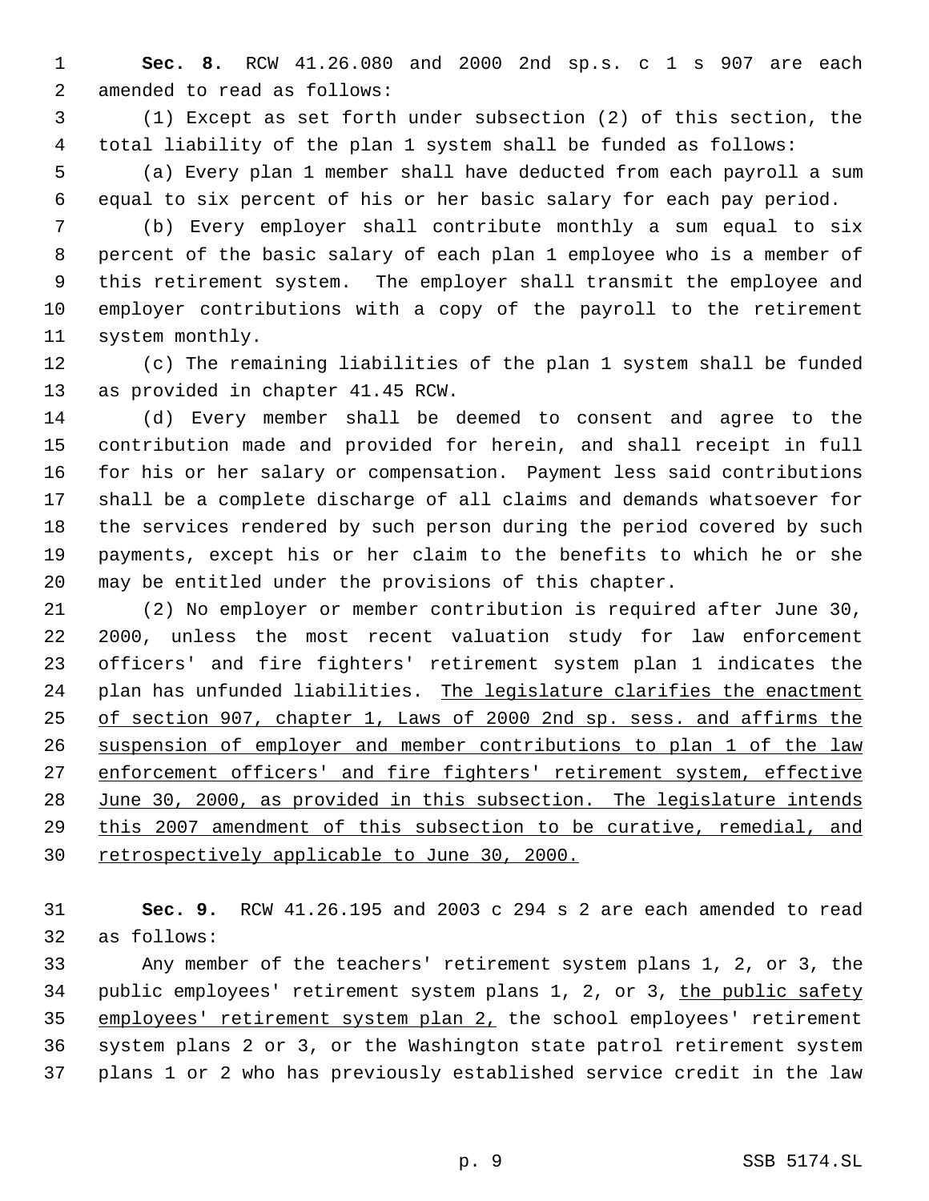**Sec. 8.** RCW 41.26.080 and 2000 2nd sp.s. c 1 s 907 are each amended to read as follows:

(1) Except as set forth under subsection (2) of this section, the total liability of the plan 1 system shall be funded as follows:

(a) Every plan 1 member shall have deducted from each payroll a sum equal to six percent of his or her basic salary for each pay period.

(b) Every employer shall contribute monthly a sum equal to six percent of the basic salary of each plan 1 employee who is a member of this retirement system. The employer shall transmit the employee and employer contributions with a copy of the payroll to the retirement system monthly.

(c) The remaining liabilities of the plan 1 system shall be funded as provided in chapter 41.45 RCW.

(d) Every member shall be deemed to consent and agree to the contribution made and provided for herein, and shall receipt in full for his or her salary or compensation. Payment less said contributions shall be a complete discharge of all claims and demands whatsoever for the services rendered by such person during the period covered by such payments, except his or her claim to the benefits to which he or she may be entitled under the provisions of this chapter.

(2) No employer or member contribution is required after June 30, 2000, unless the most recent valuation study for law enforcement officers' and fire fighters' retirement system plan 1 indicates the plan has unfunded liabilities. <u>The legislature clarifies the enactment of section 907, chapter 1, Laws of 2000 2nd sp. sess. and affirms the suspension of employer and member contributions to plan 1 of the law enforcement officers' and fire fighters' retirement system, effective June 30, 2000, as provided in this subsection. The legislature intends this 2007 amendment of this subsection to be curative, remedial, and retrospectively applicable to June 30, 2000.</u>

**Sec. 9.** RCW 41.26.195 and 2003 c 294 s 2 are each amended to read as follows:

Any member of the teachers' retirement system plans 1, 2, or 3, the public employees' retirement system plans 1, 2, or 3, <u>the public safety employees' retirement system plan 2,</u> the school employees' retirement system plans 2 or 3, or the Washington state patrol retirement system plans 1 or 2 who has previously established service credit in the law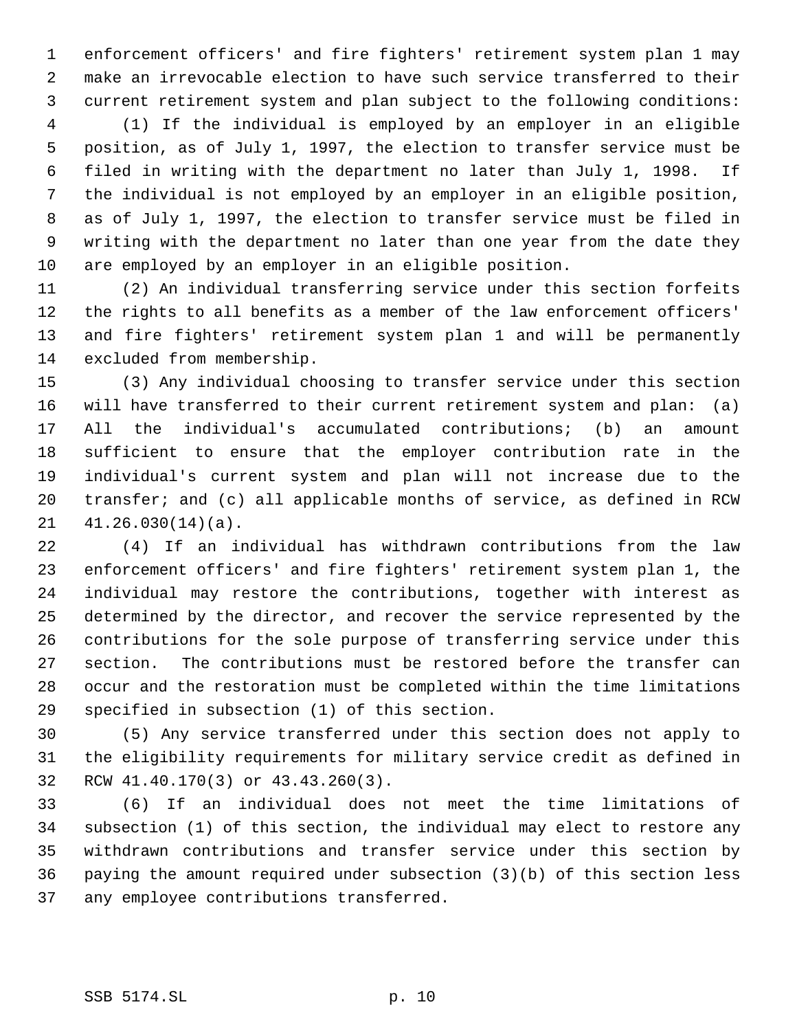enforcement officers' and fire fighters' retirement system plan 1 may make an irrevocable election to have such service transferred to their current retirement system and plan subject to the following conditions:

(1) If the individual is employed by an employer in an eligible position, as of July 1, 1997, the election to transfer service must be filed in writing with the department no later than July 1, 1998. If the individual is not employed by an employer in an eligible position, as of July 1, 1997, the election to transfer service must be filed in writing with the department no later than one year from the date they are employed by an employer in an eligible position.

(2) An individual transferring service under this section forfeits the rights to all benefits as a member of the law enforcement officers' and fire fighters' retirement system plan 1 and will be permanently excluded from membership.

(3) Any individual choosing to transfer service under this section will have transferred to their current retirement system and plan: (a) All the individual's accumulated contributions; (b) an amount sufficient to ensure that the employer contribution rate in the individual's current system and plan will not increase due to the transfer; and (c) all applicable months of service, as defined in RCW 41.26.030(14)(a).

(4) If an individual has withdrawn contributions from the law enforcement officers' and fire fighters' retirement system plan 1, the individual may restore the contributions, together with interest as determined by the director, and recover the service represented by the contributions for the sole purpose of transferring service under this section. The contributions must be restored before the transfer can occur and the restoration must be completed within the time limitations specified in subsection (1) of this section.

(5) Any service transferred under this section does not apply to the eligibility requirements for military service credit as defined in RCW 41.40.170(3) or 43.43.260(3).

(6) If an individual does not meet the time limitations of subsection (1) of this section, the individual may elect to restore any withdrawn contributions and transfer service under this section by paying the amount required under subsection (3)(b) of this section less any employee contributions transferred.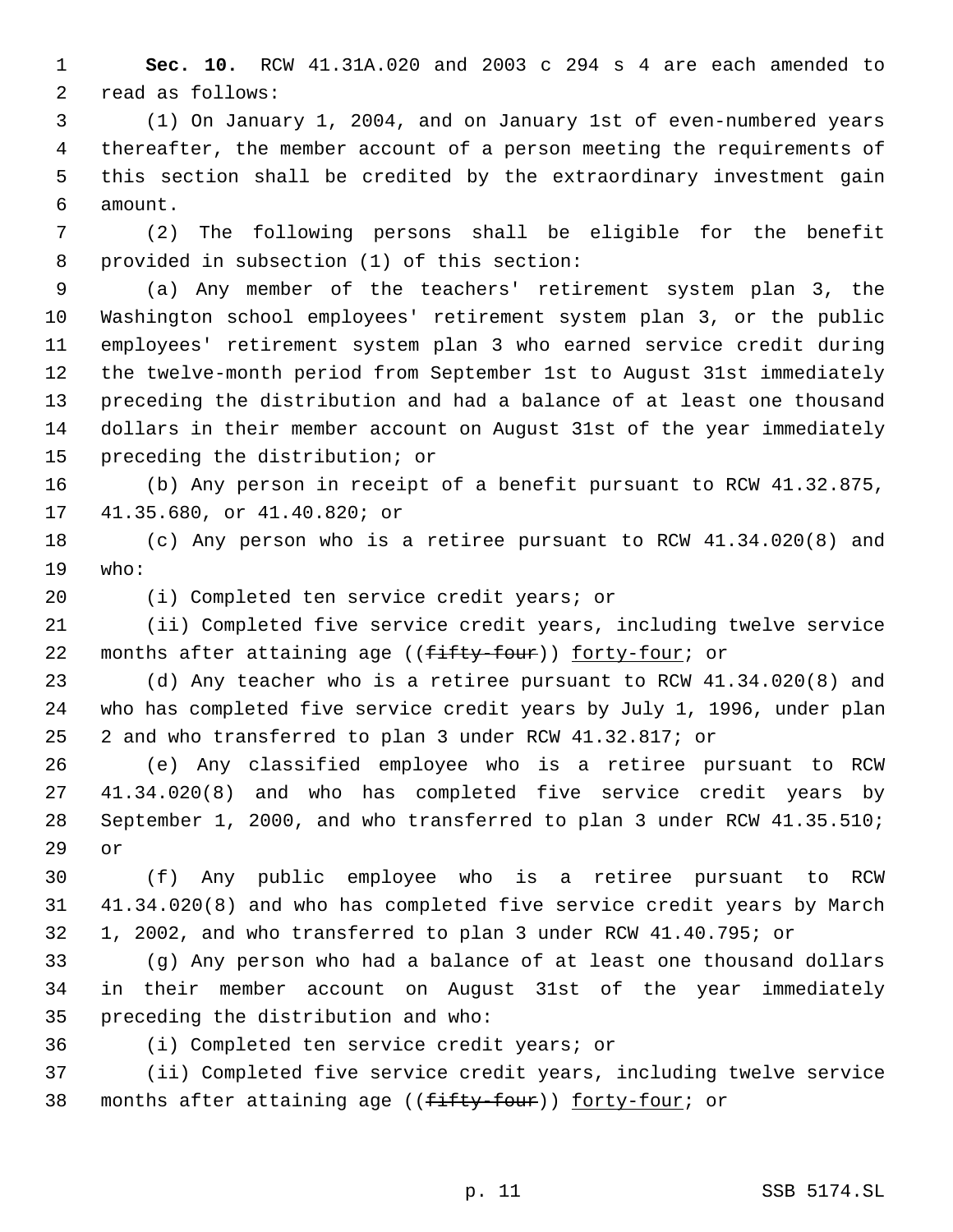**Sec. 10.** RCW 41.31A.020 and 2003 c 294 s 4 are each amended to read as follows:

(1) On January 1, 2004, and on January 1st of even-numbered years thereafter, the member account of a person meeting the requirements of this section shall be credited by the extraordinary investment gain amount.

(2) The following persons shall be eligible for the benefit provided in subsection (1) of this section:

(a) Any member of the teachers' retirement system plan 3, the Washington school employees' retirement system plan 3, or the public employees' retirement system plan 3 who earned service credit during the twelve-month period from September 1st to August 31st immediately preceding the distribution and had a balance of at least one thousand dollars in their member account on August 31st of the year immediately preceding the distribution; or

(b) Any person in receipt of a benefit pursuant to RCW 41.32.875, 41.35.680, or 41.40.820; or

(c) Any person who is a retiree pursuant to RCW 41.34.020(8) and who:

(i) Completed ten service credit years; or

(ii) Completed five service credit years, including twelve service months after attaining age ((~~fifty-four~~)) <u>forty-four</u>; or

(d) Any teacher who is a retiree pursuant to RCW 41.34.020(8) and who has completed five service credit years by July 1, 1996, under plan 2 and who transferred to plan 3 under RCW 41.32.817; or

(e) Any classified employee who is a retiree pursuant to RCW 41.34.020(8) and who has completed five service credit years by September 1, 2000, and who transferred to plan 3 under RCW 41.35.510; or

(f) Any public employee who is a retiree pursuant to RCW 41.34.020(8) and who has completed five service credit years by March 1, 2002, and who transferred to plan 3 under RCW 41.40.795; or

(g) Any person who had a balance of at least one thousand dollars in their member account on August 31st of the year immediately preceding the distribution and who:

(i) Completed ten service credit years; or

(ii) Completed five service credit years, including twelve service months after attaining age ((~~fifty-four~~)) <u>forty-four</u>; or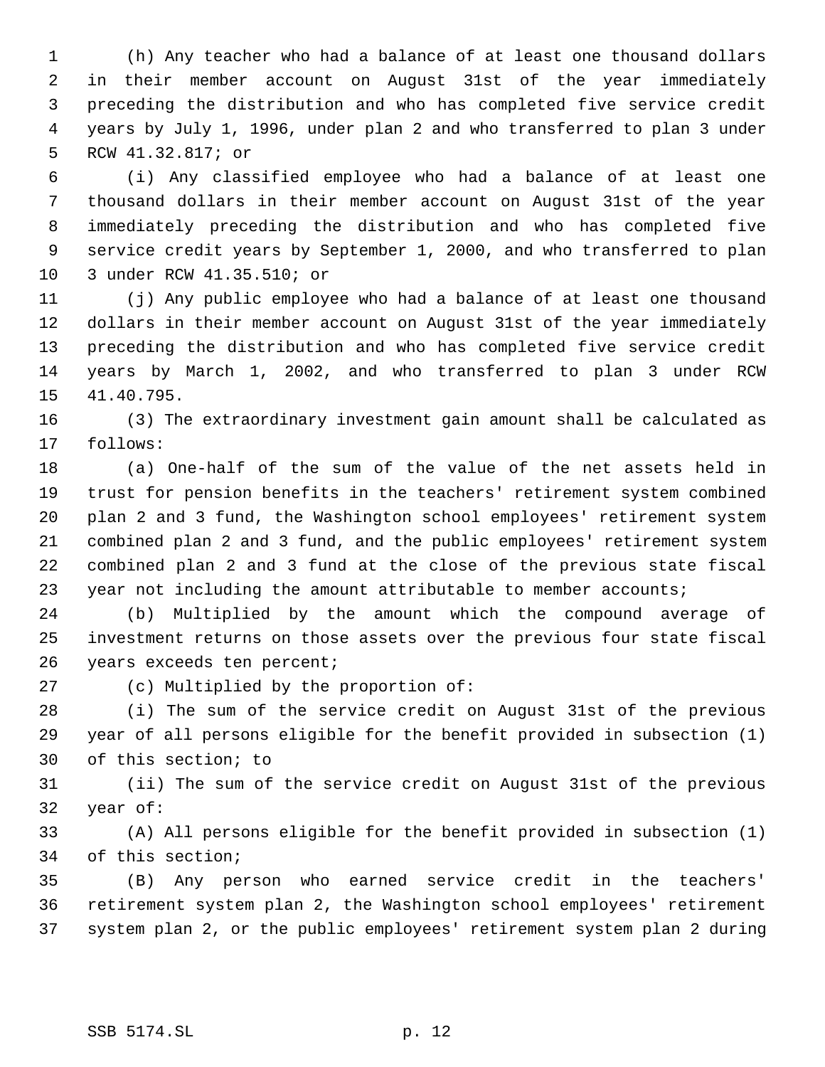(h) Any teacher who had a balance of at least one thousand dollars in their member account on August 31st of the year immediately preceding the distribution and who has completed five service credit years by July 1, 1996, under plan 2 and who transferred to plan 3 under RCW 41.32.817; or

(i) Any classified employee who had a balance of at least one thousand dollars in their member account on August 31st of the year immediately preceding the distribution and who has completed five service credit years by September 1, 2000, and who transferred to plan 3 under RCW 41.35.510; or

(j) Any public employee who had a balance of at least one thousand dollars in their member account on August 31st of the year immediately preceding the distribution and who has completed five service credit years by March 1, 2002, and who transferred to plan 3 under RCW 41.40.795.

(3) The extraordinary investment gain amount shall be calculated as follows:

(a) One-half of the sum of the value of the net assets held in trust for pension benefits in the teachers' retirement system combined plan 2 and 3 fund, the Washington school employees' retirement system combined plan 2 and 3 fund, and the public employees' retirement system combined plan 2 and 3 fund at the close of the previous state fiscal year not including the amount attributable to member accounts;

(b) Multiplied by the amount which the compound average of investment returns on those assets over the previous four state fiscal years exceeds ten percent;

(c) Multiplied by the proportion of:

(i) The sum of the service credit on August 31st of the previous year of all persons eligible for the benefit provided in subsection (1) of this section; to

(ii) The sum of the service credit on August 31st of the previous year of:

(A) All persons eligible for the benefit provided in subsection (1) of this section;

(B) Any person who earned service credit in the teachers' retirement system plan 2, the Washington school employees' retirement system plan 2, or the public employees' retirement system plan 2 during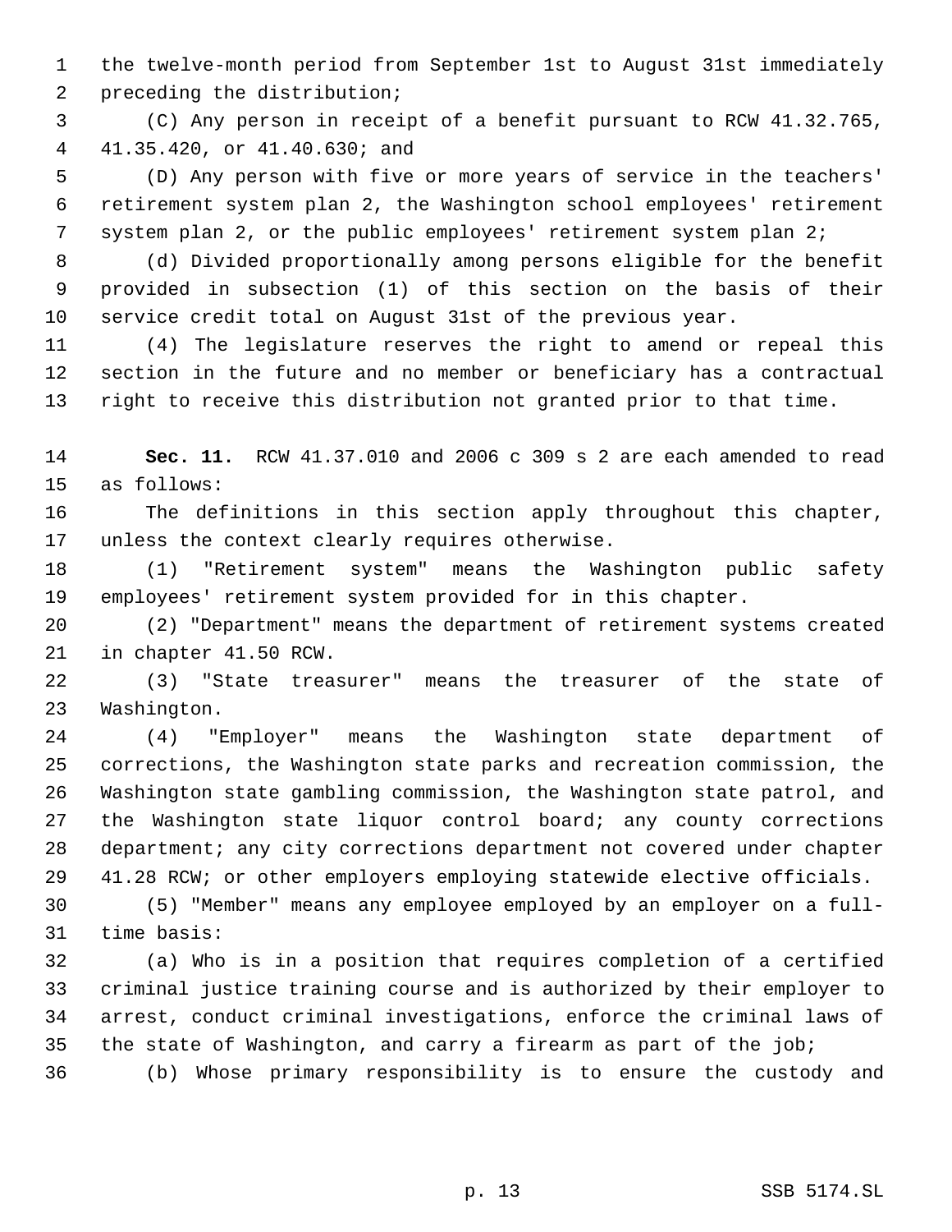the twelve-month period from September 1st to August 31st immediately preceding the distribution;

(C) Any person in receipt of a benefit pursuant to RCW 41.32.765, 41.35.420, or 41.40.630; and

(D) Any person with five or more years of service in the teachers' retirement system plan 2, the Washington school employees' retirement system plan 2, or the public employees' retirement system plan 2;

(d) Divided proportionally among persons eligible for the benefit provided in subsection (1) of this section on the basis of their service credit total on August 31st of the previous year.

(4) The legislature reserves the right to amend or repeal this section in the future and no member or beneficiary has a contractual right to receive this distribution not granted prior to that time.

**Sec. 11.** RCW 41.37.010 and 2006 c 309 s 2 are each amended to read as follows:

The definitions in this section apply throughout this chapter, unless the context clearly requires otherwise.

(1) "Retirement system" means the Washington public safety employees' retirement system provided for in this chapter.

(2) "Department" means the department of retirement systems created in chapter 41.50 RCW.

(3) "State treasurer" means the treasurer of the state of Washington.

(4) "Employer" means the Washington state department of corrections, the Washington state parks and recreation commission, the Washington state gambling commission, the Washington state patrol, and the Washington state liquor control board; any county corrections department; any city corrections department not covered under chapter 41.28 RCW; or other employers employing statewide elective officials.

(5) "Member" means any employee employed by an employer on a full-time basis:

(a) Who is in a position that requires completion of a certified criminal justice training course and is authorized by their employer to arrest, conduct criminal investigations, enforce the criminal laws of the state of Washington, and carry a firearm as part of the job;

(b) Whose primary responsibility is to ensure the custody and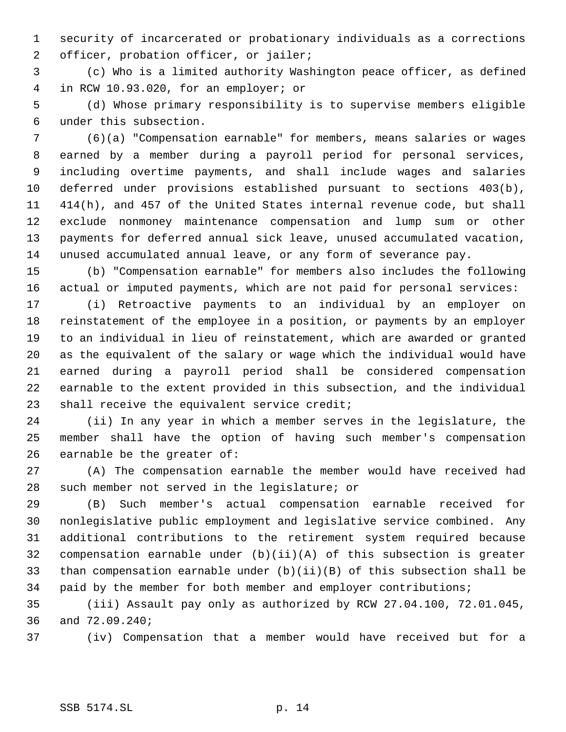security of incarcerated or probationary individuals as a corrections officer, probation officer, or jailer;

(c) Who is a limited authority Washington peace officer, as defined in RCW 10.93.020, for an employer; or

(d) Whose primary responsibility is to supervise members eligible under this subsection.

(6)(a) "Compensation earnable" for members, means salaries or wages earned by a member during a payroll period for personal services, including overtime payments, and shall include wages and salaries deferred under provisions established pursuant to sections 403(b), 414(h), and 457 of the United States internal revenue code, but shall exclude nonmoney maintenance compensation and lump sum or other payments for deferred annual sick leave, unused accumulated vacation, unused accumulated annual leave, or any form of severance pay.

(b) "Compensation earnable" for members also includes the following actual or imputed payments, which are not paid for personal services:

(i) Retroactive payments to an individual by an employer on reinstatement of the employee in a position, or payments by an employer to an individual in lieu of reinstatement, which are awarded or granted as the equivalent of the salary or wage which the individual would have earned during a payroll period shall be considered compensation earnable to the extent provided in this subsection, and the individual shall receive the equivalent service credit;

(ii) In any year in which a member serves in the legislature, the member shall have the option of having such member's compensation earnable be the greater of:

(A) The compensation earnable the member would have received had such member not served in the legislature; or

(B) Such member's actual compensation earnable received for nonlegislative public employment and legislative service combined. Any additional contributions to the retirement system required because compensation earnable under (b)(ii)(A) of this subsection is greater than compensation earnable under (b)(ii)(B) of this subsection shall be paid by the member for both member and employer contributions;

(iii) Assault pay only as authorized by RCW 27.04.100, 72.01.045, and 72.09.240;

(iv) Compensation that a member would have received but for a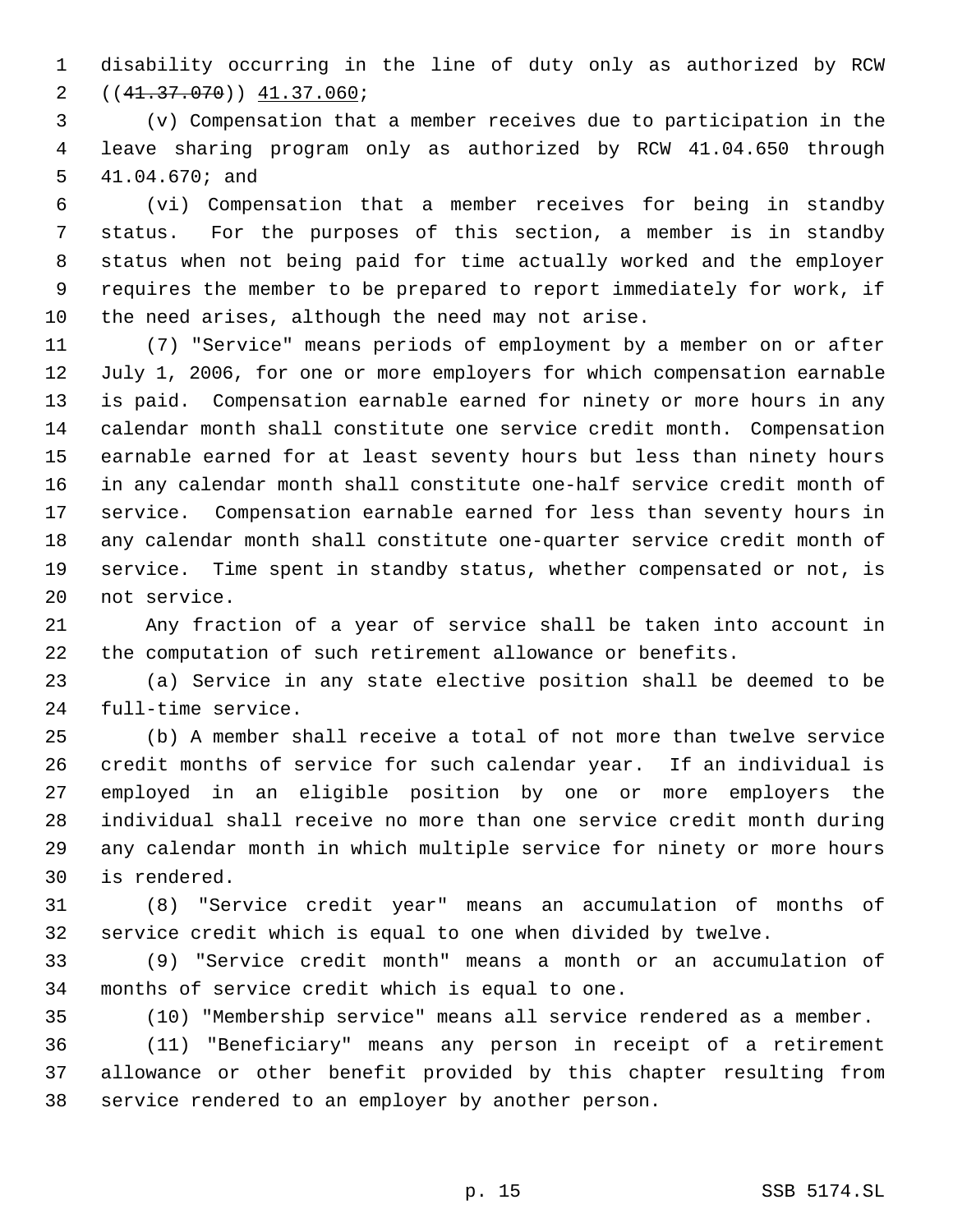disability occurring in the line of duty only as authorized by RCW ((~~41.37.070~~)) <u>41.37.060</u>;

(v) Compensation that a member receives due to participation in the leave sharing program only as authorized by RCW 41.04.650 through 41.04.670; and

(vi) Compensation that a member receives for being in standby status. For the purposes of this section, a member is in standby status when not being paid for time actually worked and the employer requires the member to be prepared to report immediately for work, if the need arises, although the need may not arise.

(7) "Service" means periods of employment by a member on or after July 1, 2006, for one or more employers for which compensation earnable is paid. Compensation earnable earned for ninety or more hours in any calendar month shall constitute one service credit month. Compensation earnable earned for at least seventy hours but less than ninety hours in any calendar month shall constitute one-half service credit month of service. Compensation earnable earned for less than seventy hours in any calendar month shall constitute one-quarter service credit month of service. Time spent in standby status, whether compensated or not, is not service.

Any fraction of a year of service shall be taken into account in the computation of such retirement allowance or benefits.

(a) Service in any state elective position shall be deemed to be full-time service.

(b) A member shall receive a total of not more than twelve service credit months of service for such calendar year. If an individual is employed in an eligible position by one or more employers the individual shall receive no more than one service credit month during any calendar month in which multiple service for ninety or more hours is rendered.

(8) "Service credit year" means an accumulation of months of service credit which is equal to one when divided by twelve.

(9) "Service credit month" means a month or an accumulation of months of service credit which is equal to one.

(10) "Membership service" means all service rendered as a member.

(11) "Beneficiary" means any person in receipt of a retirement allowance or other benefit provided by this chapter resulting from service rendered to an employer by another person.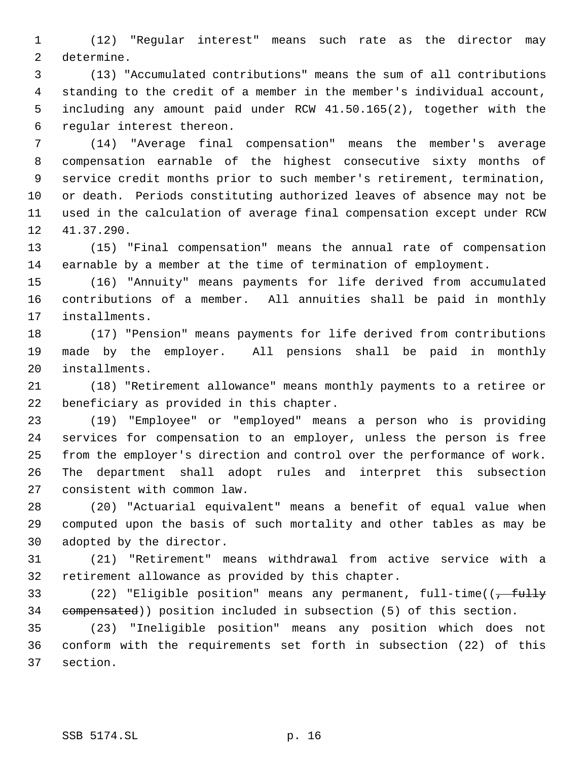(12) "Regular interest" means such rate as the director may determine.

(13) "Accumulated contributions" means the sum of all contributions standing to the credit of a member in the member's individual account, including any amount paid under RCW 41.50.165(2), together with the regular interest thereon.

(14) "Average final compensation" means the member's average compensation earnable of the highest consecutive sixty months of service credit months prior to such member's retirement, termination, or death. Periods constituting authorized leaves of absence may not be used in the calculation of average final compensation except under RCW 41.37.290.

(15) "Final compensation" means the annual rate of compensation earnable by a member at the time of termination of employment.

(16) "Annuity" means payments for life derived from accumulated contributions of a member. All annuities shall be paid in monthly installments.

(17) "Pension" means payments for life derived from contributions made by the employer. All pensions shall be paid in monthly installments.

(18) "Retirement allowance" means monthly payments to a retiree or beneficiary as provided in this chapter.

(19) "Employee" or "employed" means a person who is providing services for compensation to an employer, unless the person is free from the employer's direction and control over the performance of work. The department shall adopt rules and interpret this subsection consistent with common law.

(20) "Actuarial equivalent" means a benefit of equal value when computed upon the basis of such mortality and other tables as may be adopted by the director.

(21) "Retirement" means withdrawal from active service with a retirement allowance as provided by this chapter.

(22) "Eligible position" means any permanent, full-time((~~, fully compensated~~)) position included in subsection (5) of this section.

(23) "Ineligible position" means any position which does not conform with the requirements set forth in subsection (22) of this section.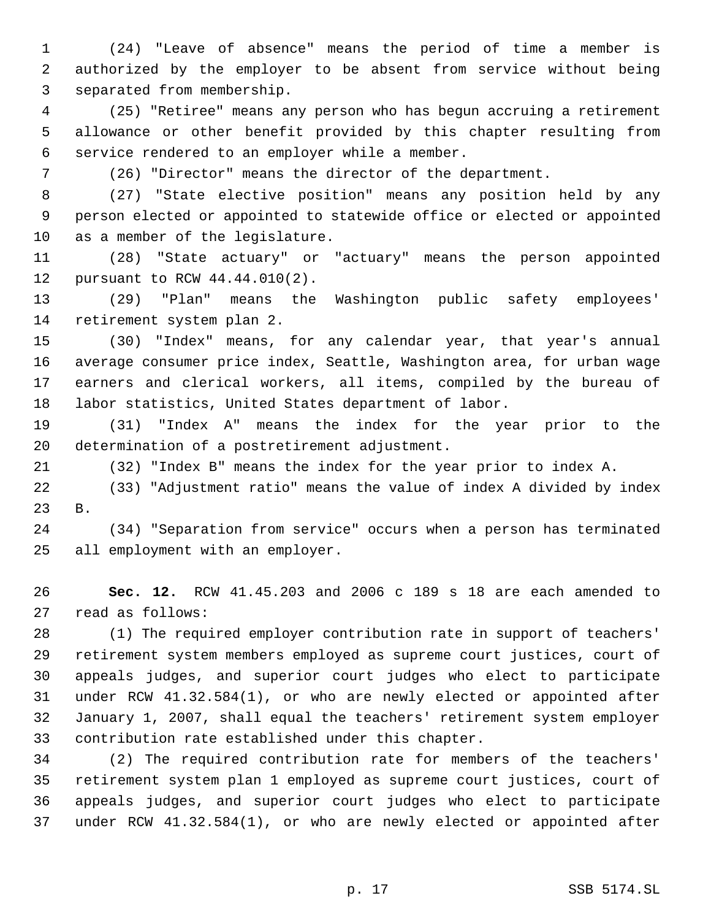(24) "Leave of absence" means the period of time a member is authorized by the employer to be absent from service without being separated from membership.

(25) "Retiree" means any person who has begun accruing a retirement allowance or other benefit provided by this chapter resulting from service rendered to an employer while a member.

(26) "Director" means the director of the department.

(27) "State elective position" means any position held by any person elected or appointed to statewide office or elected or appointed as a member of the legislature.

(28) "State actuary" or "actuary" means the person appointed pursuant to RCW 44.44.010(2).

(29) "Plan" means the Washington public safety employees' retirement system plan 2.

(30) "Index" means, for any calendar year, that year's annual average consumer price index, Seattle, Washington area, for urban wage earners and clerical workers, all items, compiled by the bureau of labor statistics, United States department of labor.

(31) "Index A" means the index for the year prior to the determination of a postretirement adjustment.

(32) "Index B" means the index for the year prior to index A.

(33) "Adjustment ratio" means the value of index A divided by index B.

(34) "Separation from service" occurs when a person has terminated all employment with an employer.

**Sec. 12.** RCW 41.45.203 and 2006 c 189 s 18 are each amended to read as follows:

(1) The required employer contribution rate in support of teachers' retirement system members employed as supreme court justices, court of appeals judges, and superior court judges who elect to participate under RCW 41.32.584(1), or who are newly elected or appointed after January 1, 2007, shall equal the teachers' retirement system employer contribution rate established under this chapter.

(2) The required contribution rate for members of the teachers' retirement system plan 1 employed as supreme court justices, court of appeals judges, and superior court judges who elect to participate under RCW 41.32.584(1), or who are newly elected or appointed after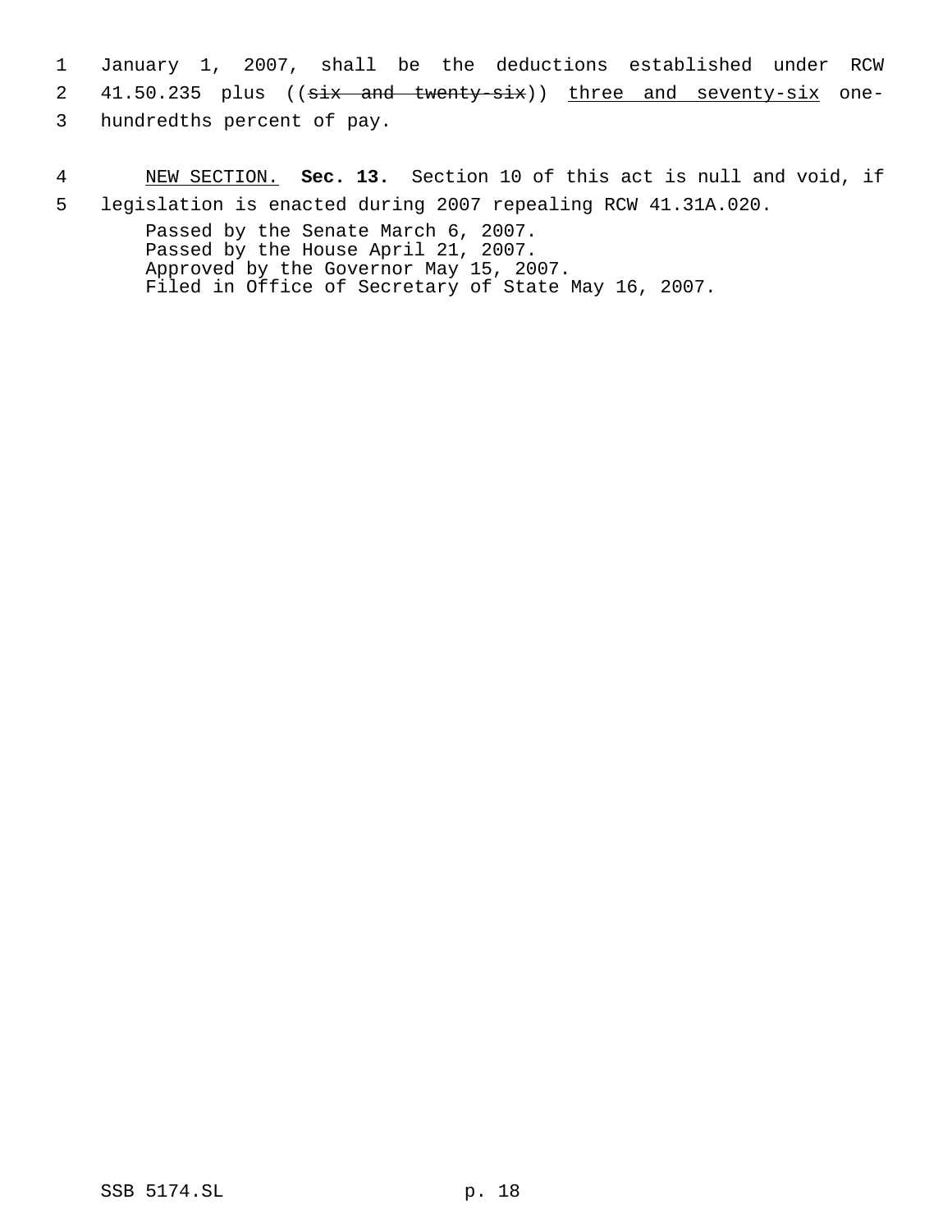January 1, 2007, shall be the deductions established under RCW 41.50.235 plus ((~~six and twenty-six~~)) <u>three and seventy-six</u> one-hundredths percent of pay.

<u>NEW SECTION.</u> **Sec. 13.** Section 10 of this act is null and void, if legislation is enacted during 2007 repealing RCW 41.31A.020.

Passed by the Senate March 6, 2007.
Passed by the House April 21, 2007.
Approved by the Governor May 15, 2007.
Filed in Office of Secretary of State May 16, 2007.